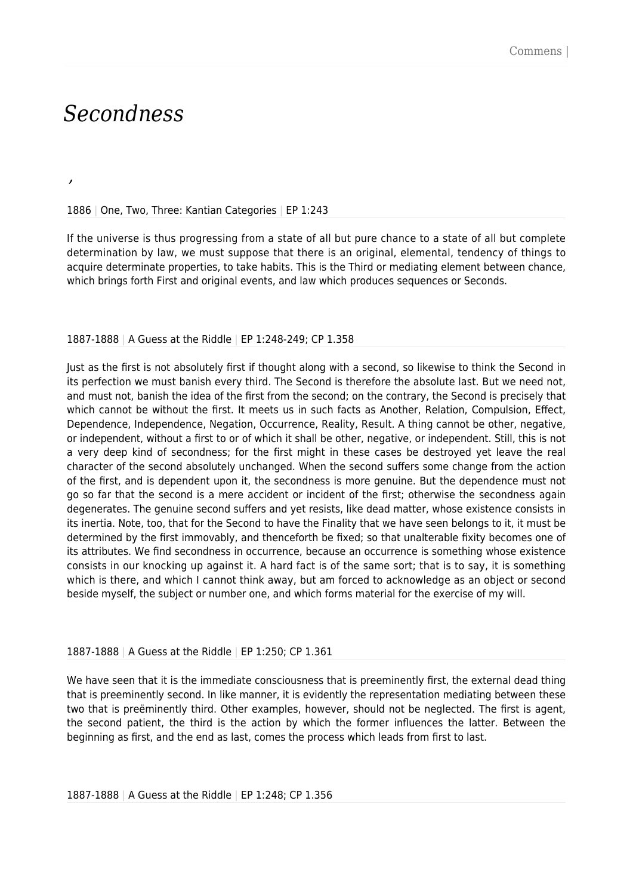# *Secondness*

’

1886 | One, Two, Three: Kantian Categories | EP 1:243

If the universe is thus progressing from a state of all but pure chance to a state of all but complete determination by law, we must suppose that there is an original, elemental, tendency of things to acquire determinate properties, to take habits. This is the Third or mediating element between chance, which brings forth First and original events, and law which produces sequences or Seconds.

1887-1888 | A Guess at the Riddle | EP 1:248-249; CP 1.358

Just as the first is not absolutely first if thought along with a second, so likewise to think the Second in its perfection we must banish every third. The Second is therefore the absolute last. But we need not, and must not, banish the idea of the first from the second; on the contrary, the Second is precisely that which cannot be without the first. It meets us in such facts as Another, Relation, Compulsion, Effect, Dependence, Independence, Negation, Occurrence, Reality, Result. A thing cannot be other, negative, or independent, without a first to or of which it shall be other, negative, or independent. Still, this is not a very deep kind of secondness; for the first might in these cases be destroyed yet leave the real character of the second absolutely unchanged. When the second suffers some change from the action of the first, and is dependent upon it, the secondness is more genuine. But the dependence must not go so far that the second is a mere accident or incident of the first; otherwise the secondness again degenerates. The genuine second suffers and yet resists, like dead matter, whose existence consists in its inertia. Note, too, that for the Second to have the Finality that we have seen belongs to it, it must be determined by the first immovably, and thenceforth be fixed; so that unalterable fixity becomes one of its attributes. We find secondness in occurrence, because an occurrence is something whose existence consists in our knocking up against it. A hard fact is of the same sort; that is to say, it is something which is there, and which I cannot think away, but am forced to acknowledge as an object or second beside myself, the subject or number one, and which forms material for the exercise of my will.

1887-1888 | A Guess at the Riddle | EP 1:250; CP 1.361

We have seen that it is the immediate consciousness that is preeminently first, the external dead thing that is preeminently second. In like manner, it is evidently the representation mediating between these two that is preëminently third. Other examples, however, should not be neglected. The first is agent, the second patient, the third is the action by which the former influences the latter. Between the beginning as first, and the end as last, comes the process which leads from first to last.

1887-1888 | A Guess at the Riddle | EP 1:248; CP 1.356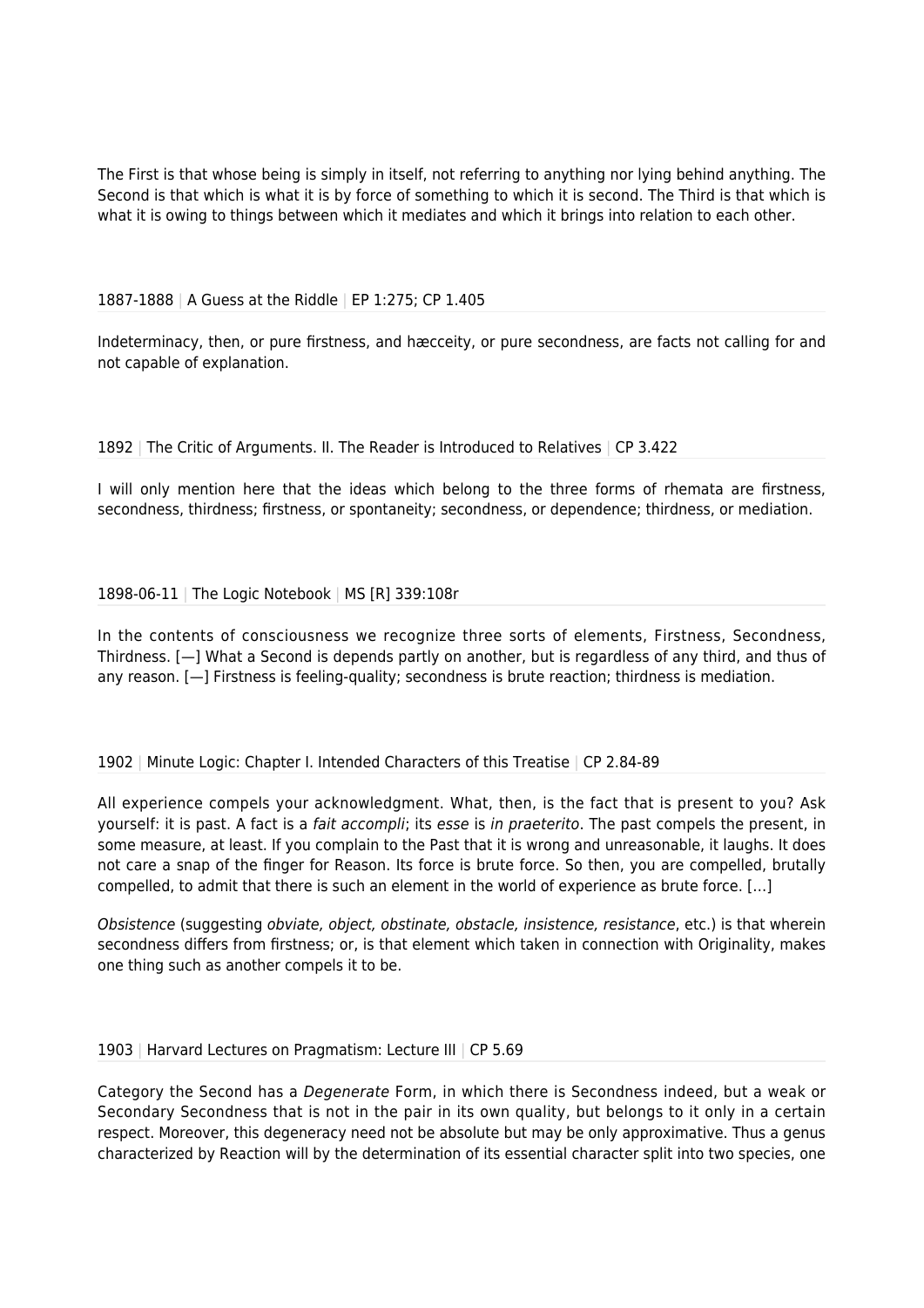The First is that whose being is simply in itself, not referring to anything nor lying behind anything. The Second is that which is what it is by force of something to which it is second. The Third is that which is what it is owing to things between which it mediates and which it brings into relation to each other.

1887-1888 | A Guess at the Riddle | EP 1:275; CP 1.405

Indeterminacy, then, or pure firstness, and hæcceity, or pure secondness, are facts not calling for and not capable of explanation.

1892 | The Critic of Arguments. II. The Reader is Introduced to Relatives | CP 3.422

I will only mention here that the ideas which belong to the three forms of rhemata are firstness, secondness, thirdness; firstness, or spontaneity; secondness, or dependence; thirdness, or mediation.

1898-06-11 | The Logic Notebook | MS [R] 339:108r

In the contents of consciousness we recognize three sorts of elements, Firstness, Secondness, Thirdness. [—] What a Second is depends partly on another, but is regardless of any third, and thus of any reason. [—] Firstness is feeling-quality; secondness is brute reaction; thirdness is mediation.

1902 | Minute Logic: Chapter I. Intended Characters of this Treatise | CP 2.84-89

All experience compels your acknowledgment. What, then, is the fact that is present to you? Ask yourself: it is past. A fact is a *fait accompli*; its *esse* is *in praeterito*. The past compels the present, in some measure, at least. If you complain to the Past that it is wrong and unreasonable, it laughs. It does not care a snap of the finger for Reason. Its force is brute force. So then, you are compelled, brutally compelled, to admit that there is such an element in the world of experience as brute force. […]

*Obsistence* (suggesting *obviate, object, obstinate, obstacle, insistence, resistance*, etc.) is that wherein secondness differs from firstness; or, is that element which taken in connection with Originality, makes one thing such as another compels it to be.

1903 | Harvard Lectures on Pragmatism: Lecture III | CP 5.69

Category the Second has a *Degenerate* Form, in which there is Secondness indeed, but a weak or Secondary Secondness that is not in the pair in its own quality, but belongs to it only in a certain respect. Moreover, this degeneracy need not be absolute but may be only approximative. Thus a genus characterized by Reaction will by the determination of its essential character split into two species, one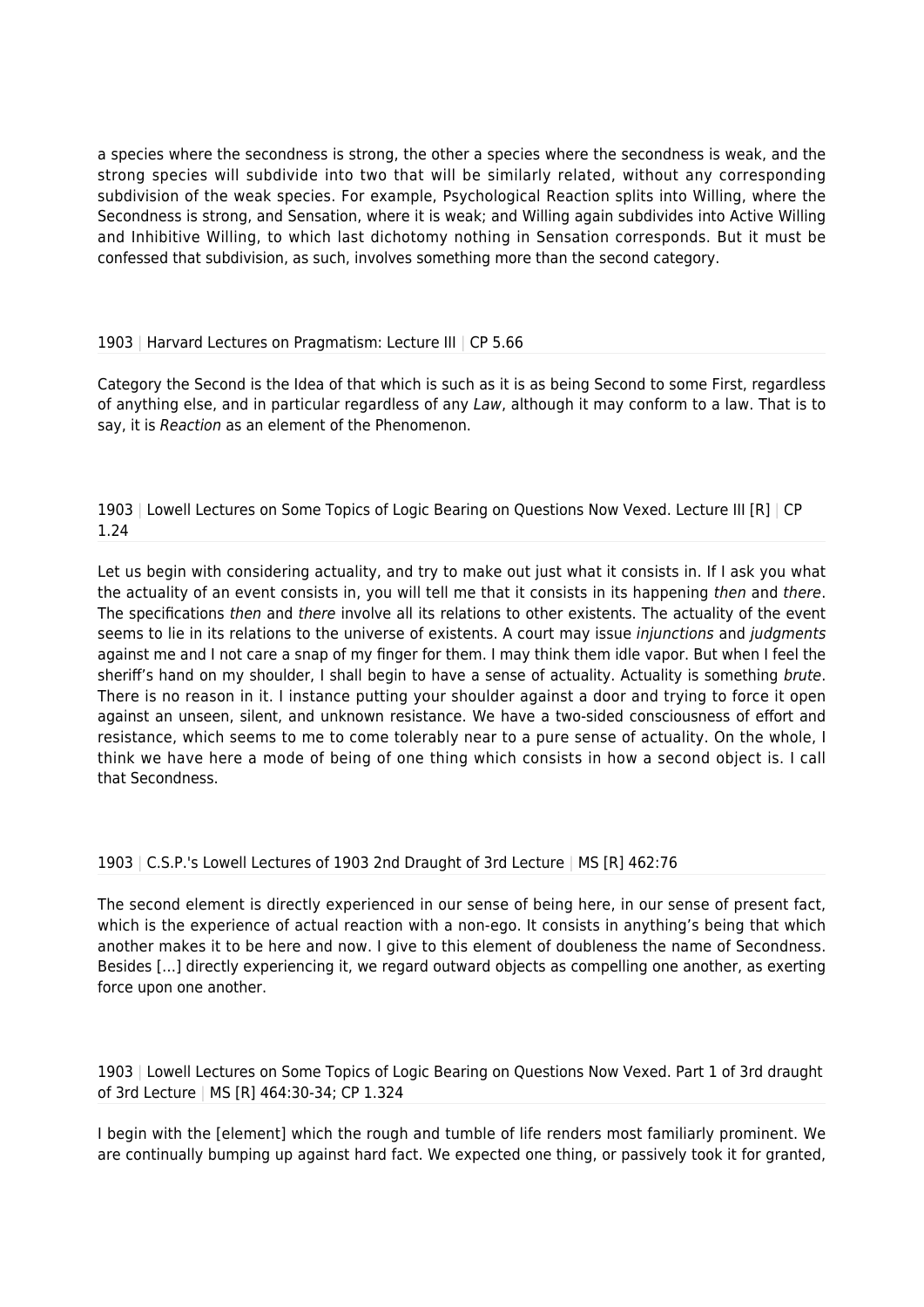a species where the secondness is strong, the other a species where the secondness is weak, and the strong species will subdivide into two that will be similarly related, without any corresponding subdivision of the weak species. For example, Psychological Reaction splits into Willing, where the Secondness is strong, and Sensation, where it is weak; and Willing again subdivides into Active Willing and Inhibitive Willing, to which last dichotomy nothing in Sensation corresponds. But it must be confessed that subdivision, as such, involves something more than the second category.

1903 | Harvard Lectures on Pragmatism: Lecture III | CP 5.66

Category the Second is the Idea of that which is such as it is as being Second to some First, regardless of anything else, and in particular regardless of any *Law*, although it may conform to a law. That is to say, it is *Reaction* as an element of the Phenomenon.

1903 | Lowell Lectures on Some Topics of Logic Bearing on Questions Now Vexed. Lecture III [R] | CP 1.24

Let us begin with considering actuality, and try to make out just what it consists in. If I ask you what the actuality of an event consists in, you will tell me that it consists in its happening *then* and *there*. The specifications *then* and *there* involve all its relations to other existents. The actuality of the event seems to lie in its relations to the universe of existents. A court may issue *injunctions* and *judgments* against me and I not care a snap of my finger for them. I may think them idle vapor. But when I feel the sheriff's hand on my shoulder, I shall begin to have a sense of actuality. Actuality is something *brute*. There is no reason in it. I instance putting your shoulder against a door and trying to force it open against an unseen, silent, and unknown resistance. We have a two-sided consciousness of effort and resistance, which seems to me to come tolerably near to a pure sense of actuality. On the whole, I think we have here a mode of being of one thing which consists in how a second object is. I call that Secondness.

1903 | C.S.P.'s Lowell Lectures of 1903 2nd Draught of 3rd Lecture | MS [R] 462:76

The second element is directly experienced in our sense of being here, in our sense of present fact, which is the experience of actual reaction with a non-ego. It consists in anything's being that which another makes it to be here and now. I give to this element of doubleness the name of Secondness. Besides […] directly experiencing it, we regard outward objects as compelling one another, as exerting force upon one another.

1903 | Lowell Lectures on Some Topics of Logic Bearing on Questions Now Vexed. Part 1 of 3rd draught of 3rd Lecture | MS [R] 464:30-34; CP 1.324

I begin with the [element] which the rough and tumble of life renders most familiarly prominent. We are continually bumping up against hard fact. We expected one thing, or passively took it for granted,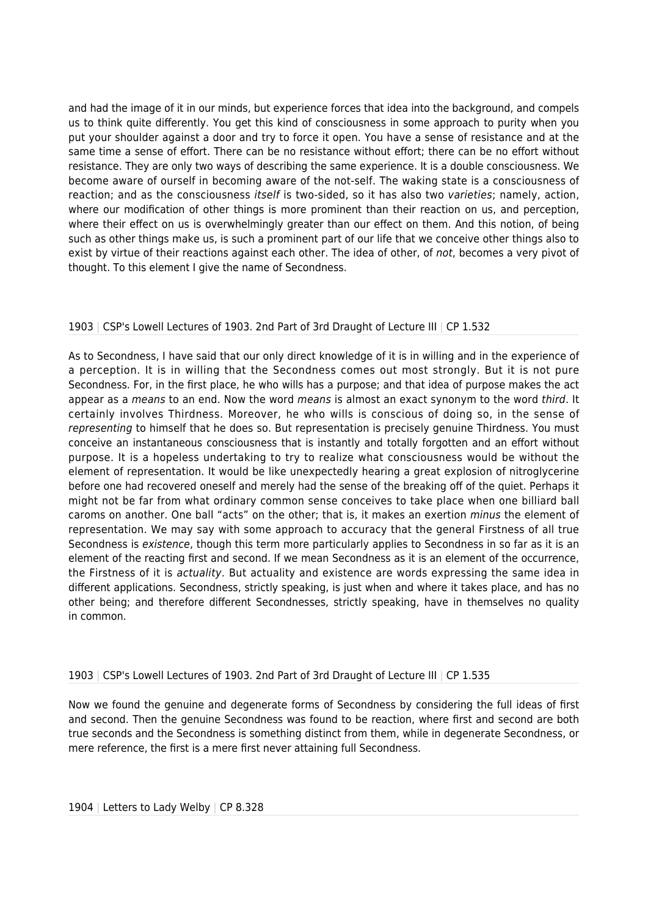and had the image of it in our minds, but experience forces that idea into the background, and compels us to think quite differently. You get this kind of consciousness in some approach to purity when you put your shoulder against a door and try to force it open. You have a sense of resistance and at the same time a sense of effort. There can be no resistance without effort; there can be no effort without resistance. They are only two ways of describing the same experience. It is a double consciousness. We become aware of ourself in becoming aware of the not-self. The waking state is a consciousness of reaction; and as the consciousness *itself* is two-sided, so it has also two *varieties*; namely, action, where our modification of other things is more prominent than their reaction on us, and perception, where their effect on us is overwhelmingly greater than our effect on them. And this notion, of being such as other things make us, is such a prominent part of our life that we conceive other things also to exist by virtue of their reactions against each other. The idea of other, of *not*, becomes a very pivot of thought. To this element I give the name of Secondness.

1903 | CSP's Lowell Lectures of 1903. 2nd Part of 3rd Draught of Lecture III | CP 1.532

As to Secondness, I have said that our only direct knowledge of it is in willing and in the experience of a perception. It is in willing that the Secondness comes out most strongly. But it is not pure Secondness. For, in the first place, he who wills has a purpose; and that idea of purpose makes the act appear as a *means* to an end. Now the word *means* is almost an exact synonym to the word *third*. It certainly involves Thirdness. Moreover, he who wills is conscious of doing so, in the sense of *representing* to himself that he does so. But representation is precisely genuine Thirdness. You must conceive an instantaneous consciousness that is instantly and totally forgotten and an effort without purpose. It is a hopeless undertaking to try to realize what consciousness would be without the element of representation. It would be like unexpectedly hearing a great explosion of nitroglycerine before one had recovered oneself and merely had the sense of the breaking off of the quiet. Perhaps it might not be far from what ordinary common sense conceives to take place when one billiard ball caroms on another. One ball "acts" on the other; that is, it makes an exertion *minus* the element of representation. We may say with some approach to accuracy that the general Firstness of all true Secondness is *existence*, though this term more particularly applies to Secondness in so far as it is an element of the reacting first and second. If we mean Secondness as it is an element of the occurrence, the Firstness of it is *actuality*. But actuality and existence are words expressing the same idea in different applications. Secondness, strictly speaking, is just when and where it takes place, and has no other being; and therefore different Secondnesses, strictly speaking, have in themselves no quality in common.

1903 | CSP's Lowell Lectures of 1903. 2nd Part of 3rd Draught of Lecture III | CP 1.535

Now we found the genuine and degenerate forms of Secondness by considering the full ideas of first and second. Then the genuine Secondness was found to be reaction, where first and second are both true seconds and the Secondness is something distinct from them, while in degenerate Secondness, or mere reference, the first is a mere first never attaining full Secondness.

1904 | Letters to Lady Welby | CP 8.328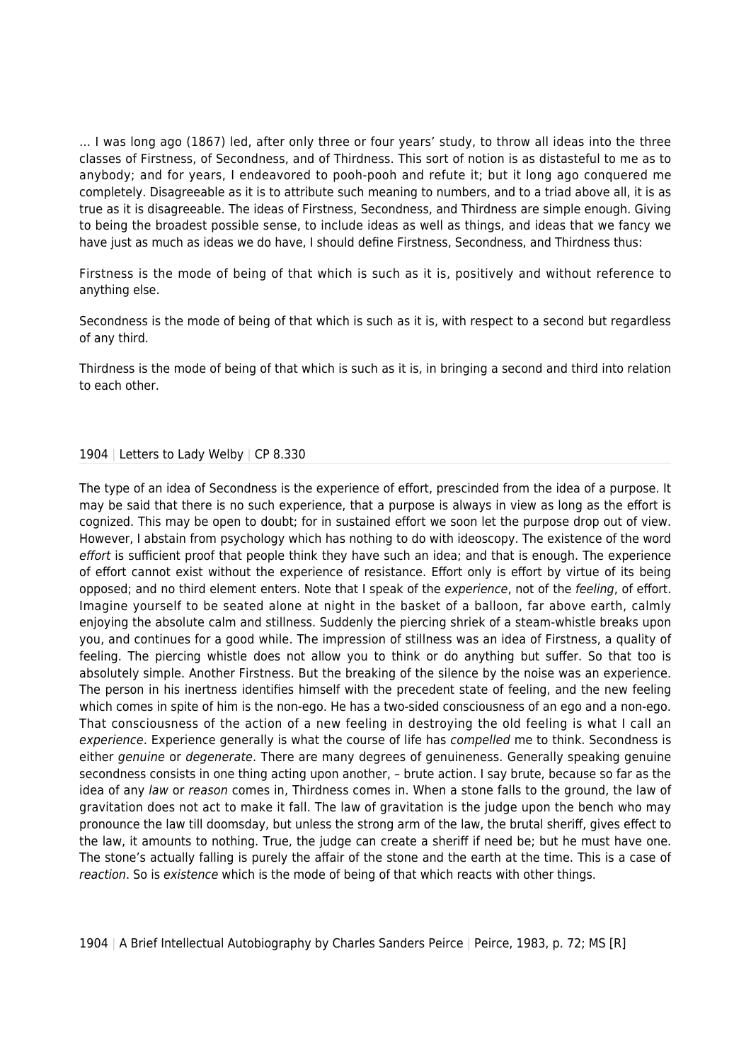… I was long ago (1867) led, after only three or four years' study, to throw all ideas into the three classes of Firstness, of Secondness, and of Thirdness. This sort of notion is as distasteful to me as to anybody; and for years, I endeavored to pooh-pooh and refute it; but it long ago conquered me completely. Disagreeable as it is to attribute such meaning to numbers, and to a triad above all, it is as true as it is disagreeable. The ideas of Firstness, Secondness, and Thirdness are simple enough. Giving to being the broadest possible sense, to include ideas as well as things, and ideas that we fancy we have just as much as ideas we do have, I should define Firstness, Secondness, and Thirdness thus:

Firstness is the mode of being of that which is such as it is, positively and without reference to anything else.

Secondness is the mode of being of that which is such as it is, with respect to a second but regardless of any third.

Thirdness is the mode of being of that which is such as it is, in bringing a second and third into relation to each other.

1904 | Letters to Lady Welby | CP 8.330

The type of an idea of Secondness is the experience of effort, prescinded from the idea of a purpose. It may be said that there is no such experience, that a purpose is always in view as long as the effort is cognized. This may be open to doubt; for in sustained effort we soon let the purpose drop out of view. However, I abstain from psychology which has nothing to do with ideoscopy. The existence of the word *effort* is sufficient proof that people think they have such an idea; and that is enough. The experience of effort cannot exist without the experience of resistance. Effort only is effort by virtue of its being opposed; and no third element enters. Note that I speak of the *experience*, not of the *feeling*, of effort. Imagine yourself to be seated alone at night in the basket of a balloon, far above earth, calmly enjoying the absolute calm and stillness. Suddenly the piercing shriek of a steam-whistle breaks upon you, and continues for a good while. The impression of stillness was an idea of Firstness, a quality of feeling. The piercing whistle does not allow you to think or do anything but suffer. So that too is absolutely simple. Another Firstness. But the breaking of the silence by the noise was an experience. The person in his inertness identifies himself with the precedent state of feeling, and the new feeling which comes in spite of him is the non-ego. He has a two-sided consciousness of an ego and a non-ego. That consciousness of the action of a new feeling in destroying the old feeling is what I call an *experience*. Experience generally is what the course of life has *compelled* me to think. Secondness is either *genuine* or *degenerate*. There are many degrees of genuineness. Generally speaking genuine secondness consists in one thing acting upon another, – brute action. I say brute, because so far as the idea of any *law* or *reason* comes in, Thirdness comes in. When a stone falls to the ground, the law of gravitation does not act to make it fall. The law of gravitation is the judge upon the bench who may pronounce the law till doomsday, but unless the strong arm of the law, the brutal sheriff, gives effect to the law, it amounts to nothing. True, the judge can create a sheriff if need be; but he must have one. The stone's actually falling is purely the affair of the stone and the earth at the time. This is a case of *reaction*. So is *existence* which is the mode of being of that which reacts with other things.

1904 | A Brief Intellectual Autobiography by Charles Sanders Peirce | Peirce, 1983, p. 72; MS [R]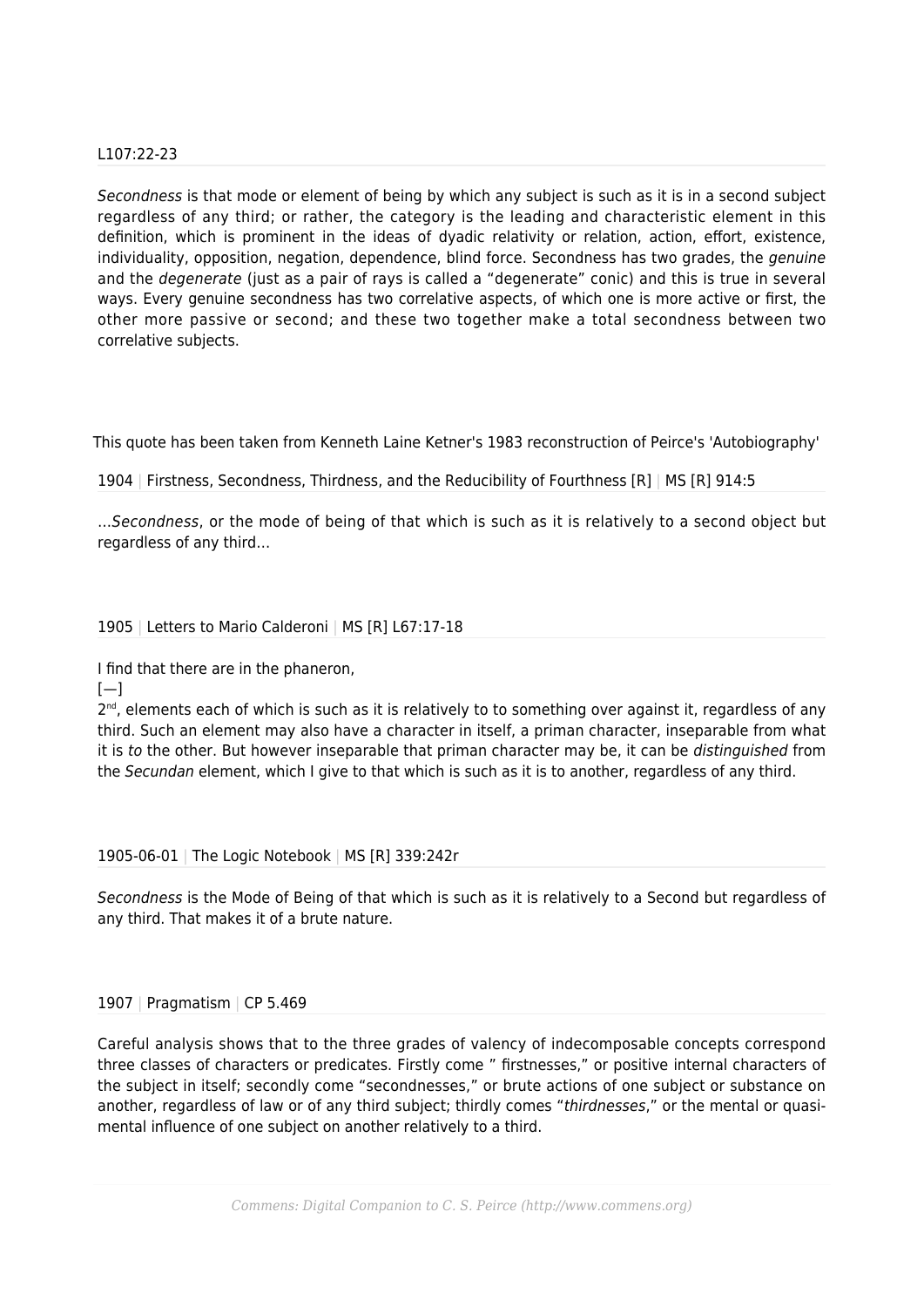L107:22-23

*Secondness* is that mode or element of being by which any subject is such as it is in a second subject regardless of any third; or rather, the category is the leading and characteristic element in this definition, which is prominent in the ideas of dyadic relativity or relation, action, effort, existence, individuality, opposition, negation, dependence, blind force. Secondness has two grades, the *genuine* and the *degenerate* (just as a pair of rays is called a "degenerate" conic) and this is true in several ways. Every genuine secondness has two correlative aspects, of which one is more active or first, the other more passive or second; and these two together make a total secondness between two correlative subjects.

This quote has been taken from Kenneth Laine Ketner's 1983 reconstruction of Peirce's 'Autobiography'

1904 | Firstness, Secondness, Thirdness, and the Reducibility of Fourthness [R] | MS [R] 914:5

…*Secondness*, or the mode of being of that which is such as it is relatively to a second object but regardless of any third…

1905 | Letters to Mario Calderoni | MS [R] L67:17-18

I find that there are in the phaneron,
[—]
2[nd], elements each of which is such as it is relatively to to something over against it, regardless of any third. Such an element may also have a character in itself, a priman character, inseparable from what it is *to* the other. But however inseparable that priman character may be, it can be *distinguished* from the *Secundan* element, which I give to that which is such as it is to another, regardless of any third.

1905-06-01 | The Logic Notebook | MS [R] 339:242r

*Secondness* is the Mode of Being of that which is such as it is relatively to a Second but regardless of any third. That makes it of a brute nature.

1907 | Pragmatism | CP 5.469

Careful analysis shows that to the three grades of valency of indecomposable concepts correspond three classes of characters or predicates. Firstly come " firstnesses," or positive internal characters of the subject in itself; secondly come "secondnesses," or brute actions of one subject or substance on another, regardless of law or of any third subject; thirdly comes "*thirdnesses*," or the mental or quasi-mental influence of one subject on another relatively to a third.